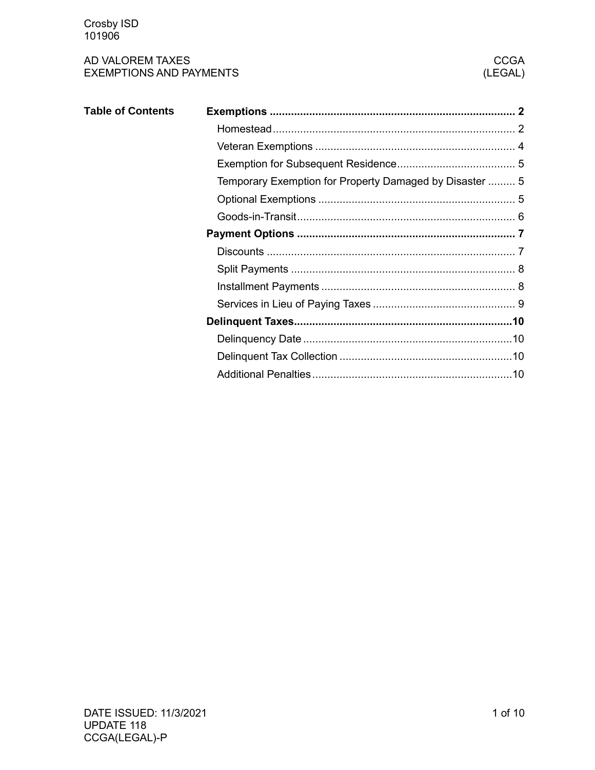Crosby ISD
101906

# AD VALOREM TAXES EXEMPTIONS AND PAYMENTS

CCGA (LEGAL)

**Table of Contents**

- **Exemptions** ..... **2**
  - Homestead ..... 2
  - Veteran Exemptions ..... 4
  - Exemption for Subsequent Residence ..... 5
  - Temporary Exemption for Property Damaged by Disaster ..... 5
  - Optional Exemptions ..... 5
  - Goods-in-Transit ..... 6
- **Payment Options** ..... **7**
  - Discounts ..... 7
  - Split Payments ..... 8
  - Installment Payments ..... 8
  - Services in Lieu of Paying Taxes ..... 9
- **Delinquent Taxes** ..... **10**
  - Delinquency Date ..... 10
  - Delinquent Tax Collection ..... 10
  - Additional Penalties ..... 10

DATE ISSUED: 11/3/2021
UPDATE 118
CCGA(LEGAL)-P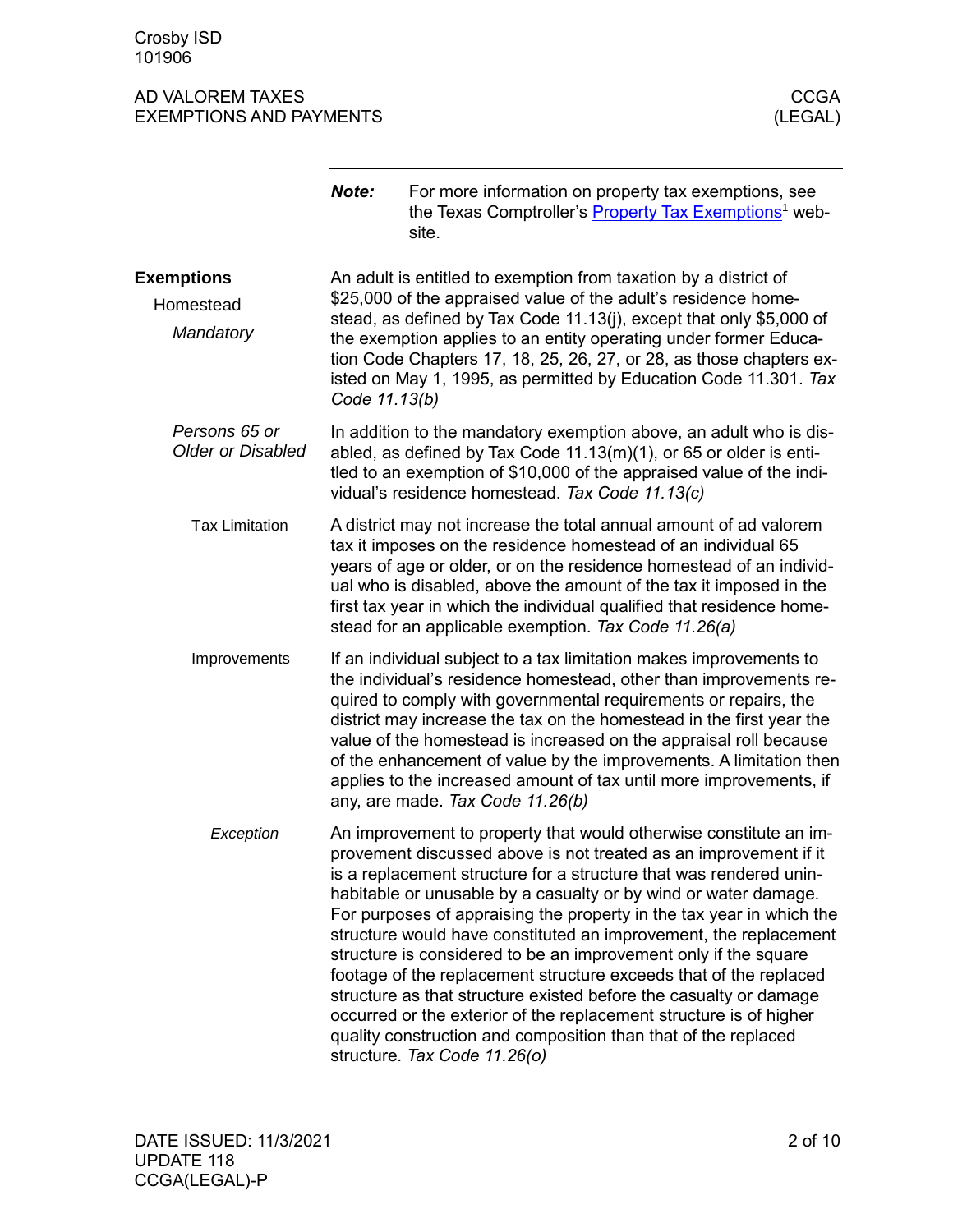**Note:** For more information on property tax exemptions, see the Texas Comptroller's Property Tax Exemptions[1] website.

## Exemptions

### Homestead

#### *Mandatory*

An adult is entitled to exemption from taxation by a district of $25,000 of the appraised value of the adult's residence homestead, as defined by Tax Code 11.13(j), except that only $5,000 of the exemption applies to an entity operating under former Education Code Chapters 17, 18, 25, 26, 27, or 28, as those chapters existed on May 1, 1995, as permitted by Education Code 11.301. *Tax Code 11.13(b)*

#### *Persons 65 or Older or Disabled*

In addition to the mandatory exemption above, an adult who is disabled, as defined by Tax Code 11.13(m)(1), or 65 or older is entitled to an exemption of $10,000 of the appraised value of the individual's residence homestead. *Tax Code 11.13(c)*

##### Tax Limitation

A district may not increase the total annual amount of ad valorem tax it imposes on the residence homestead of an individual 65 years of age or older, or on the residence homestead of an individual who is disabled, above the amount of the tax it imposed in the first tax year in which the individual qualified that residence homestead for an applicable exemption. *Tax Code 11.26(a)*

##### Improvements

If an individual subject to a tax limitation makes improvements to the individual's residence homestead, other than improvements required to comply with governmental requirements or repairs, the district may increase the tax on the homestead in the first year the value of the homestead is increased on the appraisal roll because of the enhancement of value by the improvements. A limitation then applies to the increased amount of tax until more improvements, if any, are made. *Tax Code 11.26(b)*

##### *Exception*

An improvement to property that would otherwise constitute an improvement discussed above is not treated as an improvement if it is a replacement structure for a structure that was rendered uninhabitable or unusable by a casualty or by wind or water damage. For purposes of appraising the property in the tax year in which the structure would have constituted an improvement, the replacement structure is considered to be an improvement only if the square footage of the replacement structure exceeds that of the replaced structure as that structure existed before the casualty or damage occurred or the exterior of the replacement structure is of higher quality construction and composition than that of the replaced structure. *Tax Code 11.26(o)*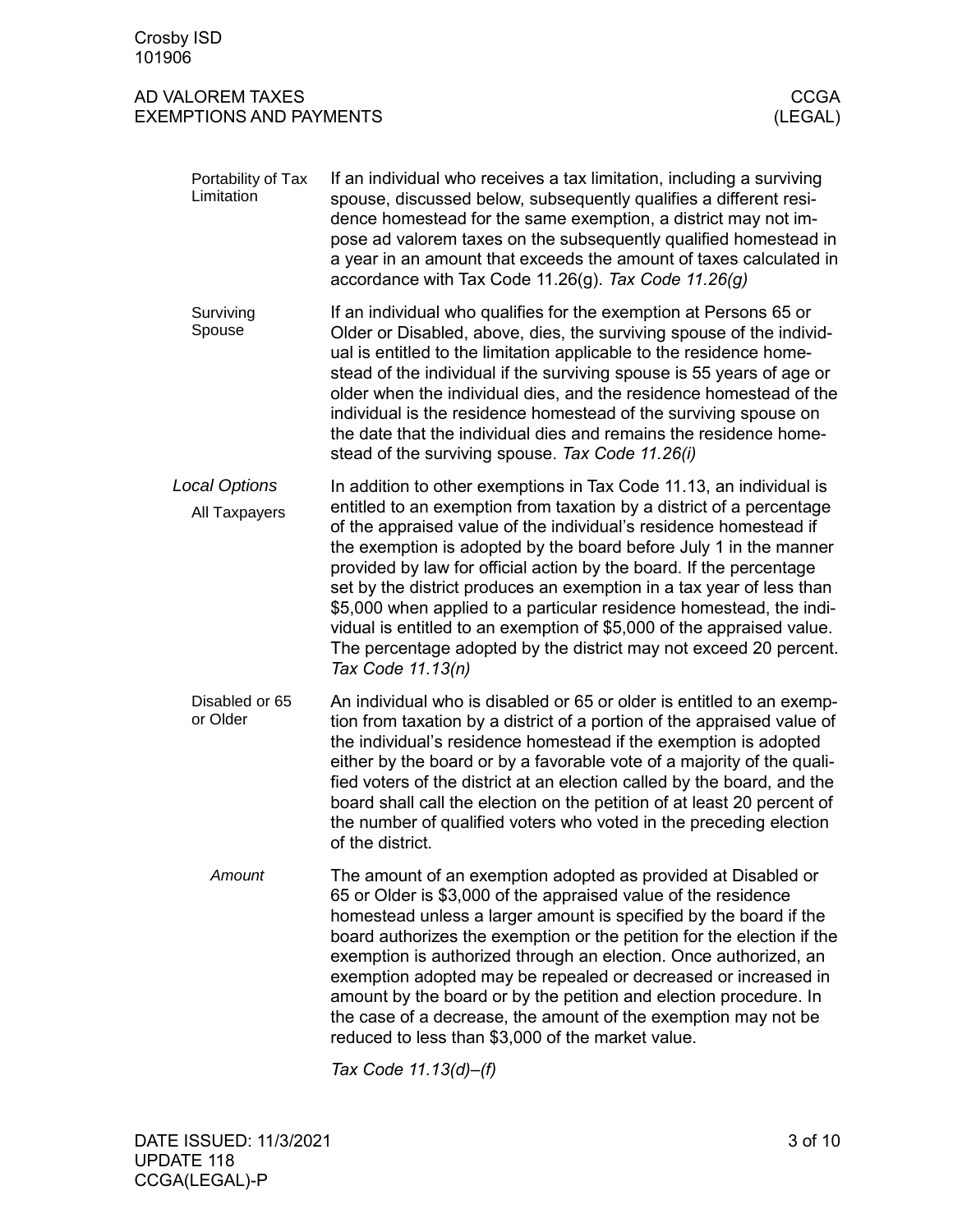#### Portability of Tax Limitation

If an individual who receives a tax limitation, including a surviving spouse, discussed below, subsequently qualifies a different residence homestead for the same exemption, a district may not impose ad valorem taxes on the subsequently qualified homestead in a year in an amount that exceeds the amount of taxes calculated in accordance with Tax Code 11.26(g). *Tax Code 11.26(g)*

#### Surviving Spouse

If an individual who qualifies for the exemption at Persons 65 or Older or Disabled, above, dies, the surviving spouse of the individual is entitled to the limitation applicable to the residence homestead of the individual if the surviving spouse is 55 years of age or older when the individual dies, and the residence homestead of the individual is the residence homestead of the surviving spouse on the date that the individual dies and remains the residence homestead of the surviving spouse. *Tax Code 11.26(i)*

### *Local Options*

#### All Taxpayers

In addition to other exemptions in Tax Code 11.13, an individual is entitled to an exemption from taxation by a district of a percentage of the appraised value of the individual's residence homestead if the exemption is adopted by the board before July 1 in the manner provided by law for official action by the board. If the percentage set by the district produces an exemption in a tax year of less than $5,000 when applied to a particular residence homestead, the individual is entitled to an exemption of $5,000 of the appraised value. The percentage adopted by the district may not exceed 20 percent. *Tax Code 11.13(n)*

#### Disabled or 65 or Older

An individual who is disabled or 65 or older is entitled to an exemption from taxation by a district of a portion of the appraised value of the individual's residence homestead if the exemption is adopted either by the board or by a favorable vote of a majority of the qualified voters of the district at an election called by the board, and the board shall call the election on the petition of at least 20 percent of the number of qualified voters who voted in the preceding election of the district.

##### *Amount*

The amount of an exemption adopted as provided at Disabled or 65 or Older is $3,000 of the appraised value of the residence homestead unless a larger amount is specified by the board if the board authorizes the exemption or the petition for the election if the exemption is authorized through an election. Once authorized, an exemption adopted may be repealed or decreased or increased in amount by the board or by the petition and election procedure. In the case of a decrease, the amount of the exemption may not be reduced to less than $3,000 of the market value.

*Tax Code 11.13(d)–(f)*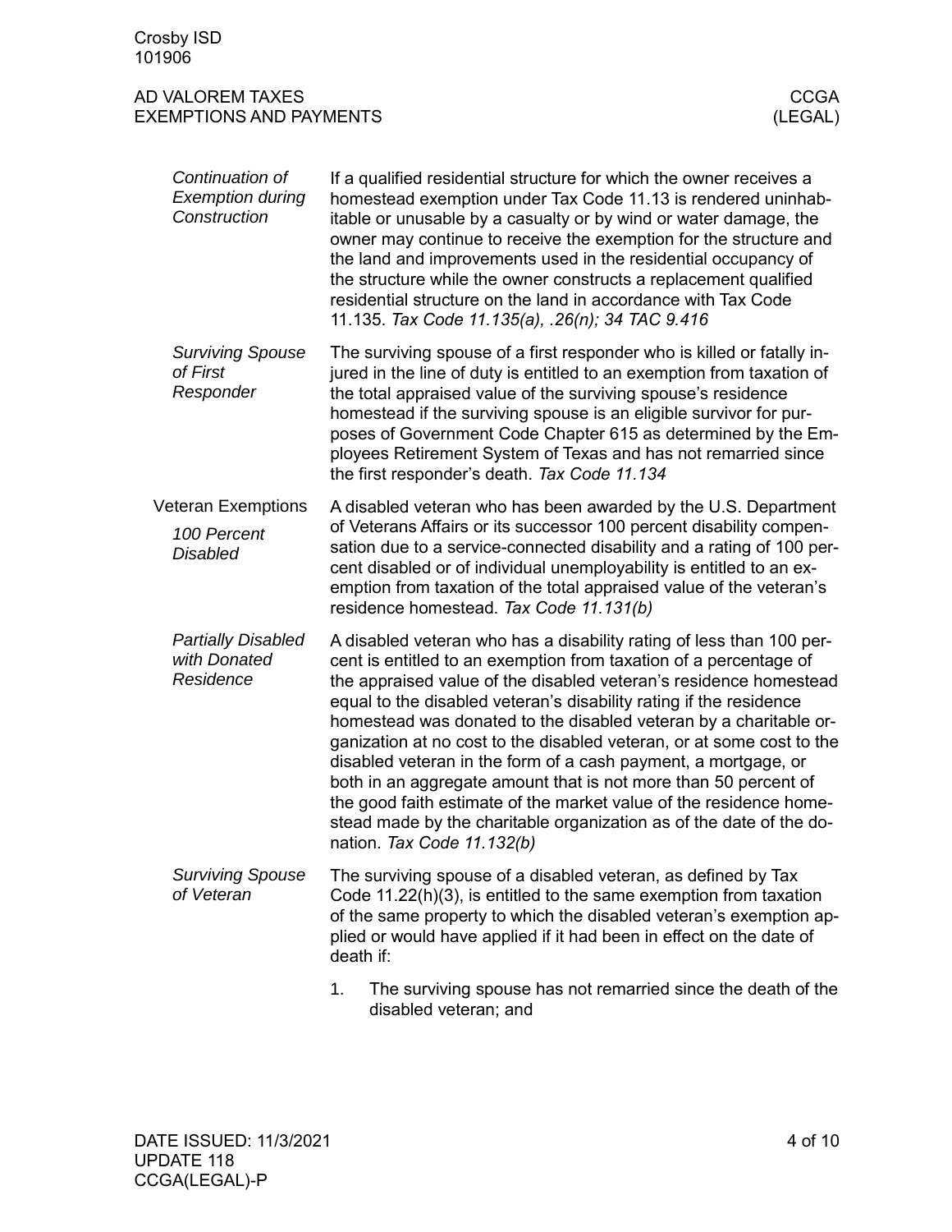#### *Continuation of Exemption during Construction*

If a qualified residential structure for which the owner receives a homestead exemption under Tax Code 11.13 is rendered uninhabitable or unusable by a casualty or by wind or water damage, the owner may continue to receive the exemption for the structure and the land and improvements used in the residential occupancy of the structure while the owner constructs a replacement qualified residential structure on the land in accordance with Tax Code 11.135. *Tax Code 11.135(a), .26(n); 34 TAC 9.416*

#### *Surviving Spouse of First Responder*

The surviving spouse of a first responder who is killed or fatally injured in the line of duty is entitled to an exemption from taxation of the total appraised value of the surviving spouse's residence homestead if the surviving spouse is an eligible survivor for purposes of Government Code Chapter 615 as determined by the Employees Retirement System of Texas and has not remarried since the first responder's death. *Tax Code 11.134*

### Veteran Exemptions

#### *100 Percent Disabled*

A disabled veteran who has been awarded by the U.S. Department of Veterans Affairs or its successor 100 percent disability compensation due to a service-connected disability and a rating of 100 percent disabled or of individual unemployability is entitled to an exemption from taxation of the total appraised value of the veteran's residence homestead. *Tax Code 11.131(b)*

#### *Partially Disabled with Donated Residence*

A disabled veteran who has a disability rating of less than 100 percent is entitled to an exemption from taxation of a percentage of the appraised value of the disabled veteran's residence homestead equal to the disabled veteran's disability rating if the residence homestead was donated to the disabled veteran by a charitable organization at no cost to the disabled veteran, or at some cost to the disabled veteran in the form of a cash payment, a mortgage, or both in an aggregate amount that is not more than 50 percent of the good faith estimate of the market value of the residence homestead made by the charitable organization as of the date of the donation. *Tax Code 11.132(b)*

#### *Surviving Spouse of Veteran*

The surviving spouse of a disabled veteran, as defined by Tax Code 11.22(h)(3), is entitled to the same exemption from taxation of the same property to which the disabled veteran's exemption applied or would have applied if it had been in effect on the date of death if:

1. The surviving spouse has not remarried since the death of the disabled veteran; and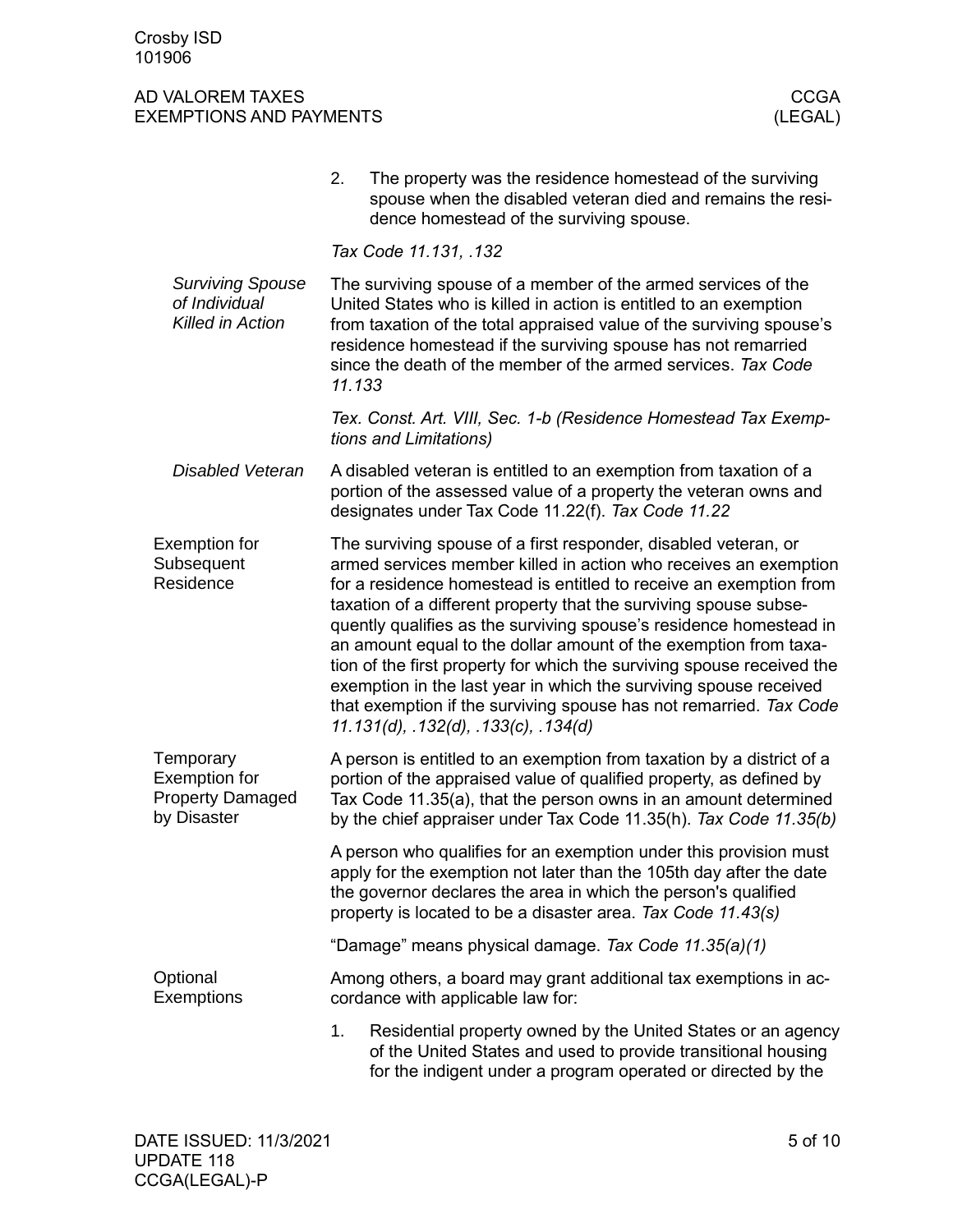2. The property was the residence homestead of the surviving spouse when the disabled veteran died and remains the residence homestead of the surviving spouse.

*Tax Code 11.131, .132*

### *Surviving Spouse of Individual Killed in Action*

The surviving spouse of a member of the armed services of the United States who is killed in action is entitled to an exemption from taxation of the total appraised value of the surviving spouse's residence homestead if the surviving spouse has not remarried since the death of the member of the armed services. *Tax Code 11.133*

*Tex. Const. Art. VIII, Sec. 1-b (Residence Homestead Tax Exemptions and Limitations)*

### *Disabled Veteran*

A disabled veteran is entitled to an exemption from taxation of a portion of the assessed value of a property the veteran owns and designates under Tax Code 11.22(f). *Tax Code 11.22*

## Exemption for Subsequent Residence

The surviving spouse of a first responder, disabled veteran, or armed services member killed in action who receives an exemption for a residence homestead is entitled to receive an exemption from taxation of a different property that the surviving spouse subsequently qualifies as the surviving spouse's residence homestead in an amount equal to the dollar amount of the exemption from taxation of the first property for which the surviving spouse received the exemption in the last year in which the surviving spouse received that exemption if the surviving spouse has not remarried. *Tax Code 11.131(d), .132(d), .133(c), .134(d)*

## Temporary Exemption for Property Damaged by Disaster

A person is entitled to an exemption from taxation by a district of a portion of the appraised value of qualified property, as defined by Tax Code 11.35(a), that the person owns in an amount determined by the chief appraiser under Tax Code 11.35(h). *Tax Code 11.35(b)*

A person who qualifies for an exemption under this provision must apply for the exemption not later than the 105th day after the date the governor declares the area in which the person's qualified property is located to be a disaster area. *Tax Code 11.43(s)*

"Damage" means physical damage. *Tax Code 11.35(a)(1)*

## Optional Exemptions

Among others, a board may grant additional tax exemptions in accordance with applicable law for:

1. Residential property owned by the United States or an agency of the United States and used to provide transitional housing for the indigent under a program operated or directed by the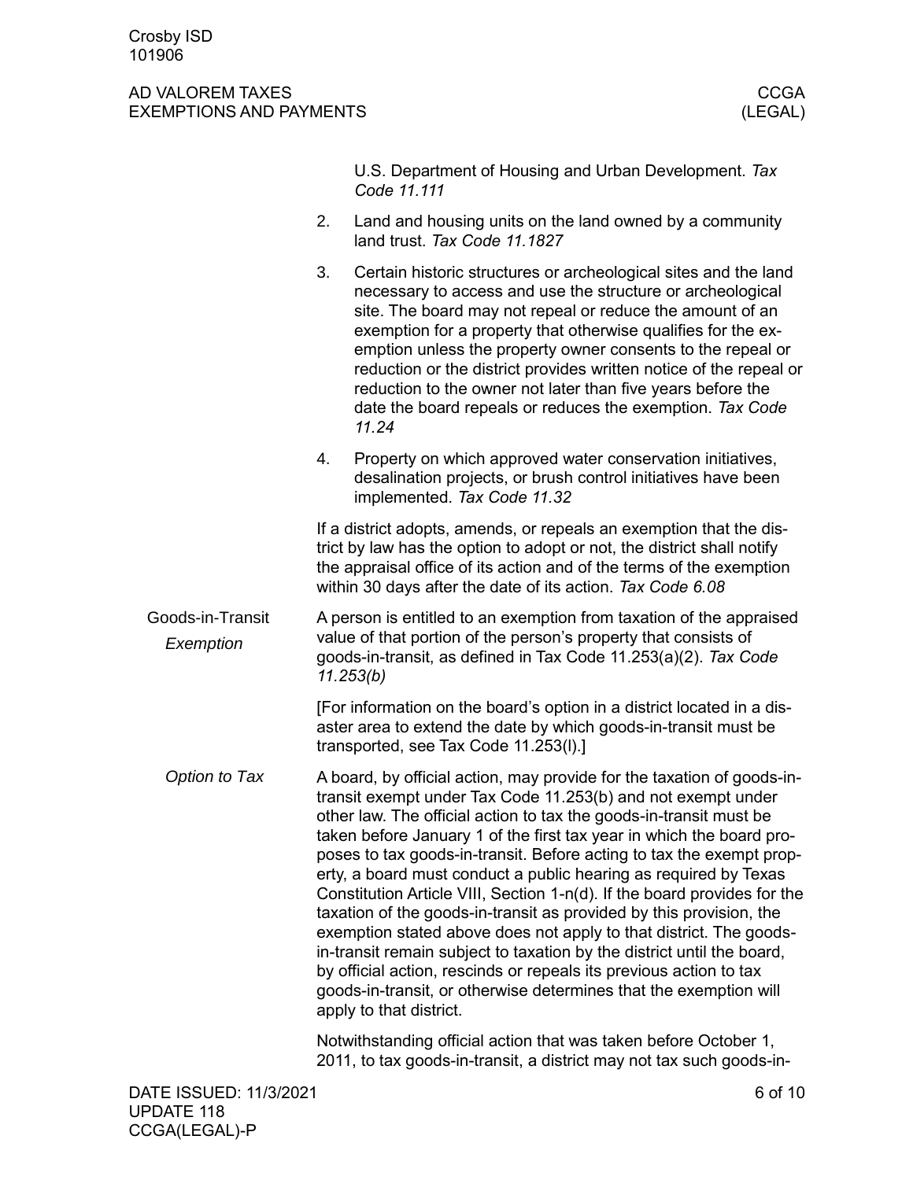U.S. Department of Housing and Urban Development. *Tax Code 11.111*

2. Land and housing units on the land owned by a community land trust. *Tax Code 11.1827*

3. Certain historic structures or archeological sites and the land necessary to access and use the structure or archeological site. The board may not repeal or reduce the amount of an exemption for a property that otherwise qualifies for the exemption unless the property owner consents to the repeal or reduction or the district provides written notice of the repeal or reduction to the owner not later than five years before the date the board repeals or reduces the exemption. *Tax Code 11.24*

4. Property on which approved water conservation initiatives, desalination projects, or brush control initiatives have been implemented. *Tax Code 11.32*

If a district adopts, amends, or repeals an exemption that the district by law has the option to adopt or not, the district shall notify the appraisal office of its action and of the terms of the exemption within 30 days after the date of its action. *Tax Code 6.08*

## Goods-in-Transit

### *Exemption*

A person is entitled to an exemption from taxation of the appraised value of that portion of the person's property that consists of goods-in-transit, as defined in Tax Code 11.253(a)(2). *Tax Code 11.253(b)*

[For information on the board's option in a district located in a disaster area to extend the date by which goods-in-transit must be transported, see Tax Code 11.253(l).]

### *Option to Tax*

A board, by official action, may provide for the taxation of goods-in-transit exempt under Tax Code 11.253(b) and not exempt under other law. The official action to tax the goods-in-transit must be taken before January 1 of the first tax year in which the board proposes to tax goods-in-transit. Before acting to tax the exempt property, a board must conduct a public hearing as required by Texas Constitution Article VIII, Section 1-n(d). If the board provides for the taxation of the goods-in-transit as provided by this provision, the exemption stated above does not apply to that district. The goods-in-transit remain subject to taxation by the district until the board, by official action, rescinds or repeals its previous action to tax goods-in-transit, or otherwise determines that the exemption will apply to that district.

Notwithstanding official action that was taken before October 1, 2011, to tax goods-in-transit, a district may not tax such goods-in-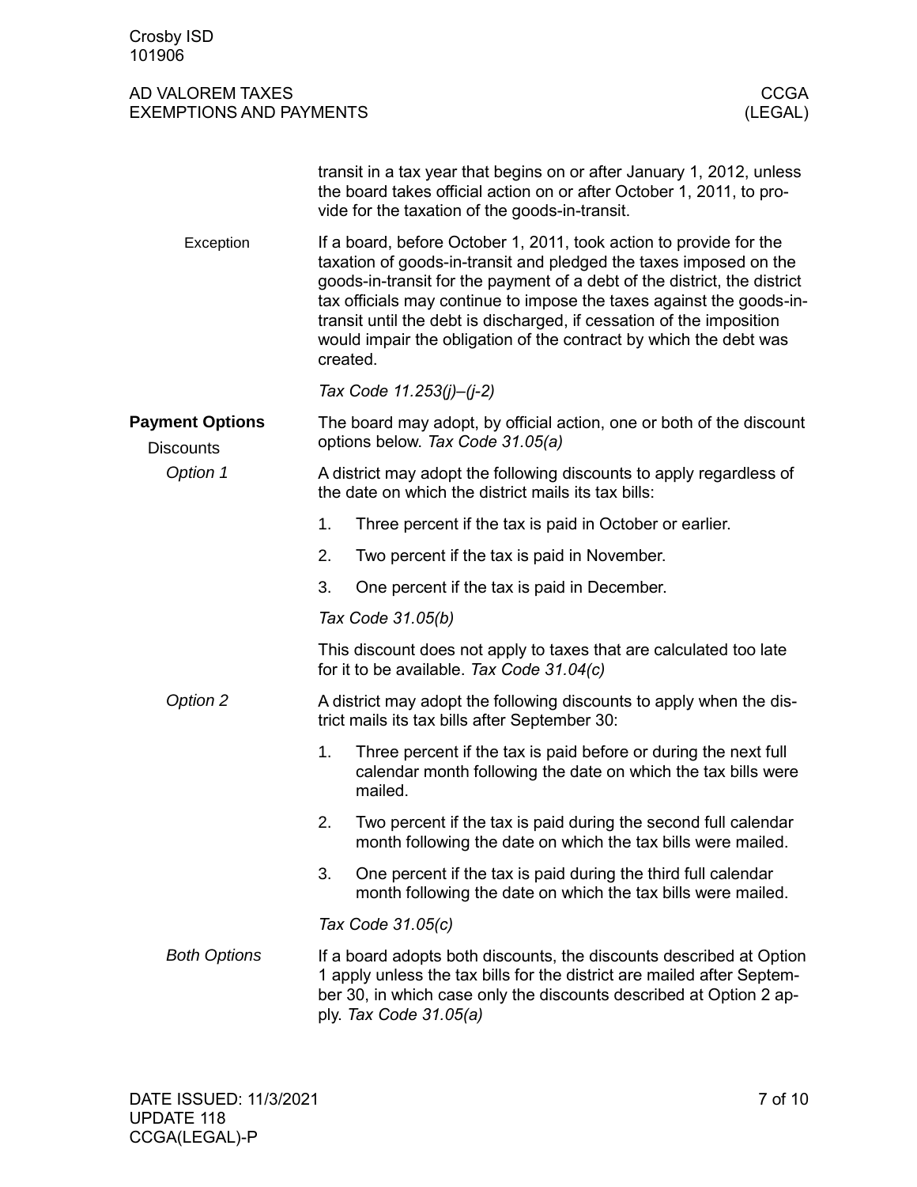transit in a tax year that begins on or after January 1, 2012, unless the board takes official action on or after October 1, 2011, to provide for the taxation of the goods-in-transit.

Exception

If a board, before October 1, 2011, took action to provide for the taxation of goods-in-transit and pledged the taxes imposed on the goods-in-transit for the payment of a debt of the district, the district tax officials may continue to impose the taxes against the goods-in-transit until the debt is discharged, if cessation of the imposition would impair the obligation of the contract by which the debt was created.

*Tax Code 11.253(j)–(j-2)*

## Payment Options

### Discounts

The board may adopt, by official action, one or both of the discount options below. *Tax Code 31.05(a)*

#### *Option 1*

A district may adopt the following discounts to apply regardless of the date on which the district mails its tax bills:

1. Three percent if the tax is paid in October or earlier.
2. Two percent if the tax is paid in November.
3. One percent if the tax is paid in December.

*Tax Code 31.05(b)*

This discount does not apply to taxes that are calculated too late for it to be available. *Tax Code 31.04(c)*

#### *Option 2*

A district may adopt the following discounts to apply when the district mails its tax bills after September 30:

1. Three percent if the tax is paid before or during the next full calendar month following the date on which the tax bills were mailed.
2. Two percent if the tax is paid during the second full calendar month following the date on which the tax bills were mailed.
3. One percent if the tax is paid during the third full calendar month following the date on which the tax bills were mailed.

*Tax Code 31.05(c)*

#### *Both Options*

If a board adopts both discounts, the discounts described at Option 1 apply unless the tax bills for the district are mailed after September 30, in which case only the discounts described at Option 2 apply. *Tax Code 31.05(a)*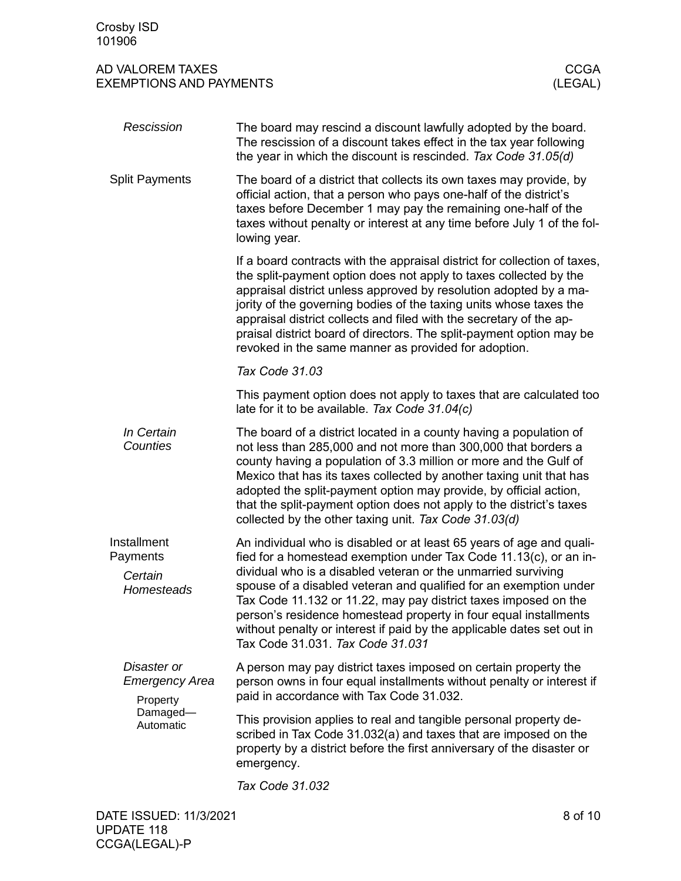### *Rescission*

The board may rescind a discount lawfully adopted by the board. The rescission of a discount takes effect in the tax year following the year in which the discount is rescinded. *Tax Code 31.05(d)*

## Split Payments

The board of a district that collects its own taxes may provide, by official action, that a person who pays one-half of the district's taxes before December 1 may pay the remaining one-half of the taxes without penalty or interest at any time before July 1 of the following year.

If a board contracts with the appraisal district for collection of taxes, the split-payment option does not apply to taxes collected by the appraisal district unless approved by resolution adopted by a majority of the governing bodies of the taxing units whose taxes the appraisal district collects and filed with the secretary of the appraisal district board of directors. The split-payment option may be revoked in the same manner as provided for adoption.

*Tax Code 31.03*

This payment option does not apply to taxes that are calculated too late for it to be available. *Tax Code 31.04(c)*

### *In Certain Counties*

The board of a district located in a county having a population of not less than 285,000 and not more than 300,000 that borders a county having a population of 3.3 million or more and the Gulf of Mexico that has its taxes collected by another taxing unit that has adopted the split-payment option may provide, by official action, that the split-payment option does not apply to the district's taxes collected by the other taxing unit. *Tax Code 31.03(d)*

## Installment Payments

### *Certain Homesteads*

An individual who is disabled or at least 65 years of age and qualified for a homestead exemption under Tax Code 11.13(c), or an individual who is a disabled veteran or the unmarried surviving spouse of a disabled veteran and qualified for an exemption under Tax Code 11.132 or 11.22, may pay district taxes imposed on the person's residence homestead property in four equal installments without penalty or interest if paid by the applicable dates set out in Tax Code 31.031. *Tax Code 31.031*

### *Disaster or Emergency Area*

#### Property Damaged—Automatic

A person may pay district taxes imposed on certain property the person owns in four equal installments without penalty or interest if paid in accordance with Tax Code 31.032.

This provision applies to real and tangible personal property described in Tax Code 31.032(a) and taxes that are imposed on the property by a district before the first anniversary of the disaster or emergency.

*Tax Code 31.032*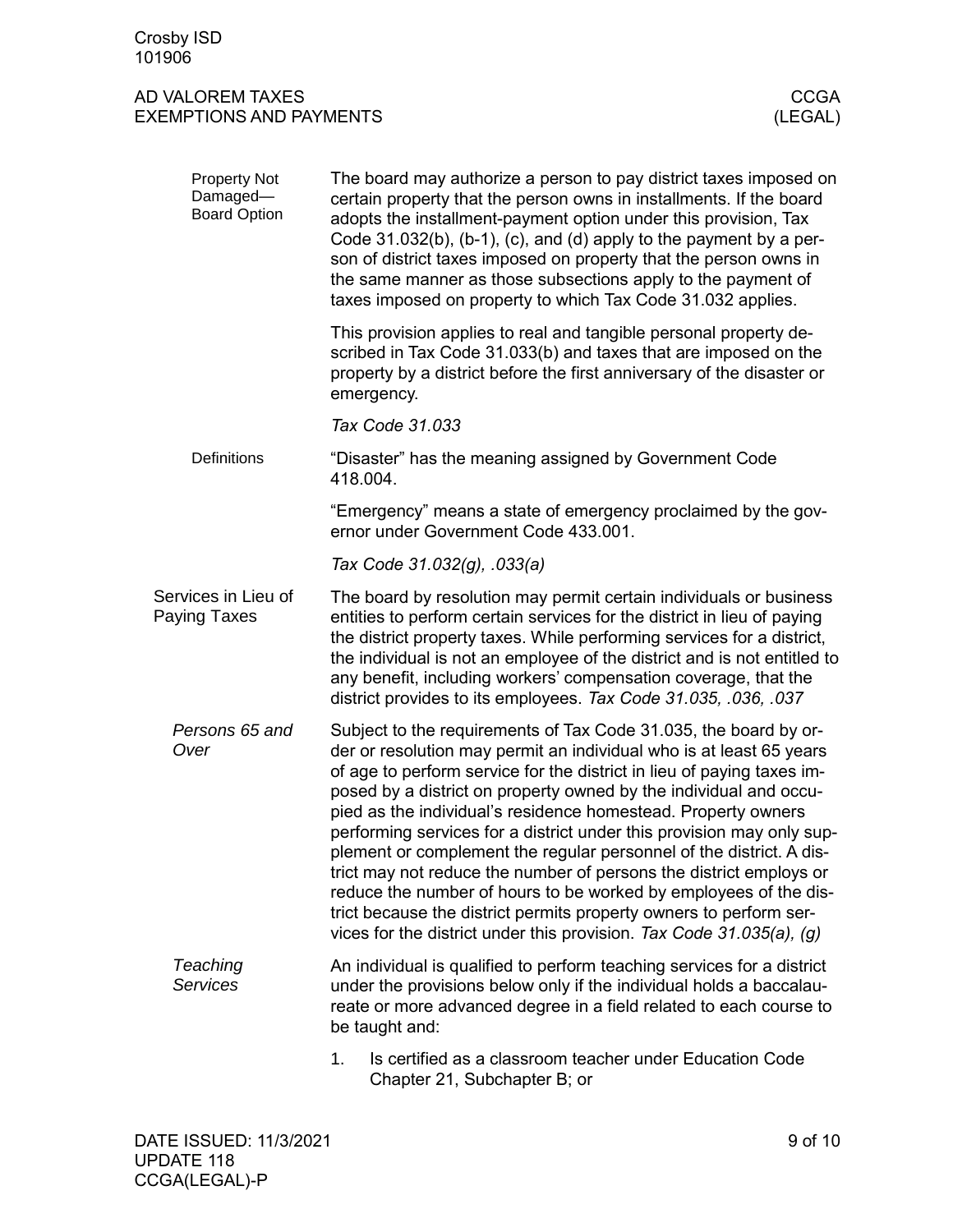#### Property Not Damaged—Board Option

The board may authorize a person to pay district taxes imposed on certain property that the person owns in installments. If the board adopts the installment-payment option under this provision, Tax Code 31.032(b), (b-1), (c), and (d) apply to the payment by a person of district taxes imposed on property that the person owns in the same manner as those subsections apply to the payment of taxes imposed on property to which Tax Code 31.032 applies.

This provision applies to real and tangible personal property described in Tax Code 31.033(b) and taxes that are imposed on the property by a district before the first anniversary of the disaster or emergency.

*Tax Code 31.033*

#### Definitions

"Disaster" has the meaning assigned by Government Code 418.004.

"Emergency" means a state of emergency proclaimed by the governor under Government Code 433.001.

*Tax Code 31.032(g), .033(a)*

## Services in Lieu of Paying Taxes

The board by resolution may permit certain individuals or business entities to perform certain services for the district in lieu of paying the district property taxes. While performing services for a district, the individual is not an employee of the district and is not entitled to any benefit, including workers' compensation coverage, that the district provides to its employees. *Tax Code 31.035, .036, .037*

### *Persons 65 and Over*

Subject to the requirements of Tax Code 31.035, the board by order or resolution may permit an individual who is at least 65 years of age to perform service for the district in lieu of paying taxes imposed by a district on property owned by the individual and occupied as the individual's residence homestead. Property owners performing services for a district under this provision may only supplement or complement the regular personnel of the district. A district may not reduce the number of persons the district employs or reduce the number of hours to be worked by employees of the district because the district permits property owners to perform services for the district under this provision. *Tax Code 31.035(a), (g)*

### *Teaching Services*

An individual is qualified to perform teaching services for a district under the provisions below only if the individual holds a baccalaureate or more advanced degree in a field related to each course to be taught and:

1. Is certified as a classroom teacher under Education Code Chapter 21, Subchapter B; or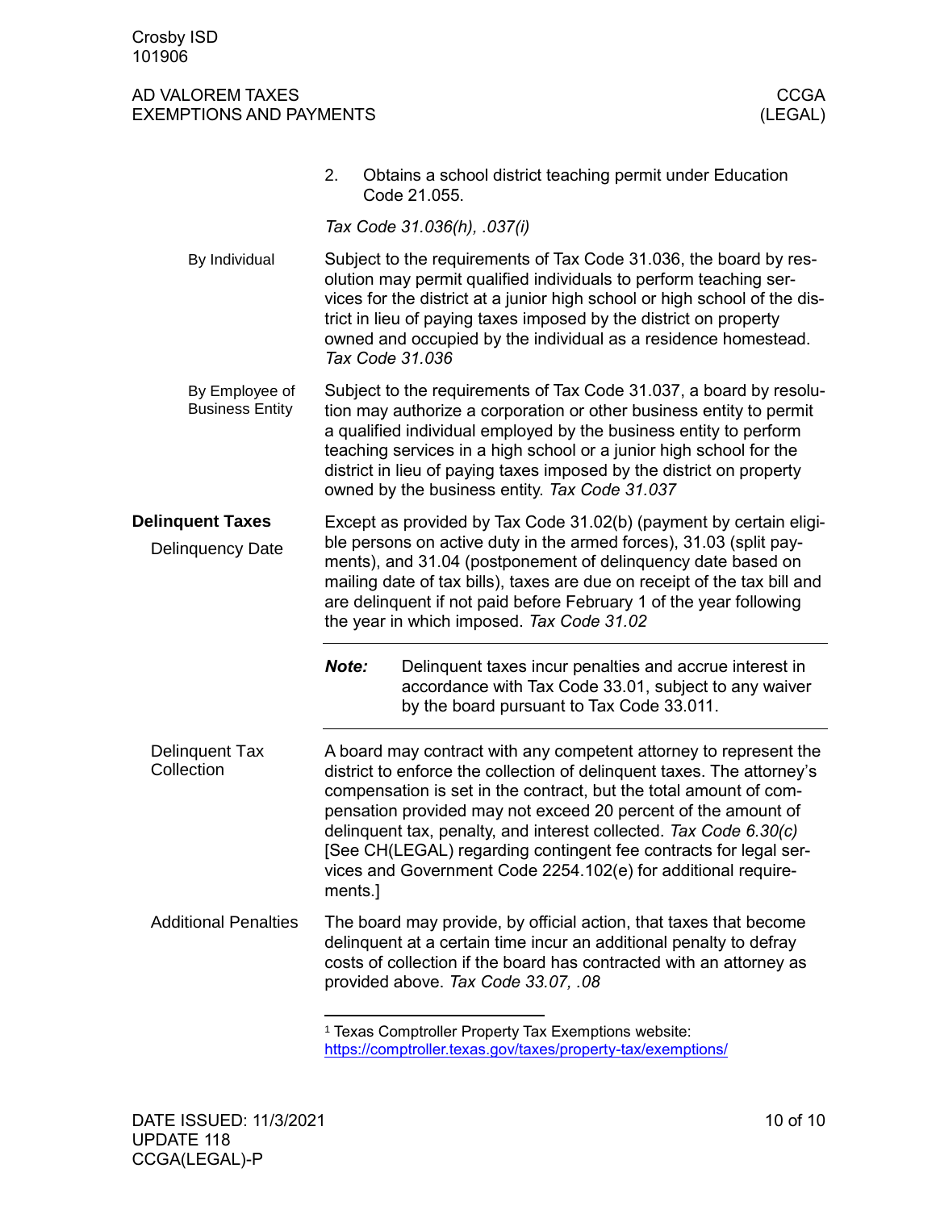2. Obtains a school district teaching permit under Education Code 21.055.

*Tax Code 31.036(h), .037(i)*

**By Individual**

Subject to the requirements of Tax Code 31.036, the board by resolution may permit qualified individuals to perform teaching services for the district at a junior high school or high school of the district in lieu of paying taxes imposed by the district on property owned and occupied by the individual as a residence homestead. *Tax Code 31.036*

**By Employee of Business Entity**

Subject to the requirements of Tax Code 31.037, a board by resolution may authorize a corporation or other business entity to permit a qualified individual employed by the business entity to perform teaching services in a high school or a junior high school for the district in lieu of paying taxes imposed by the district on property owned by the business entity. *Tax Code 31.037*

## Delinquent Taxes

### Delinquency Date

Except as provided by Tax Code 31.02(b) (payment by certain eligible persons on active duty in the armed forces), 31.03 (split payments), and 31.04 (postponement of delinquency date based on mailing date of tax bills), taxes are due on receipt of the tax bill and are delinquent if not paid before February 1 of the year following the year in which imposed. *Tax Code 31.02*

---

***Note:*** Delinquent taxes incur penalties and accrue interest in accordance with Tax Code 33.01, subject to any waiver by the board pursuant to Tax Code 33.011.

---

### Delinquent Tax Collection

A board may contract with any competent attorney to represent the district to enforce the collection of delinquent taxes. The attorney's compensation is set in the contract, but the total amount of compensation provided may not exceed 20 percent of the amount of delinquent tax, penalty, and interest collected. *Tax Code 6.30(c)* [See CH(LEGAL) regarding contingent fee contracts for legal services and Government Code 2254.102(e) for additional requirements.]

### Additional Penalties

The board may provide, by official action, that taxes that become delinquent at a certain time incur an additional penalty to defray costs of collection if the board has contracted with an attorney as provided above. *Tax Code 33.07, .08*

---

[1] Texas Comptroller Property Tax Exemptions website: https://comptroller.texas.gov/taxes/property-tax/exemptions/